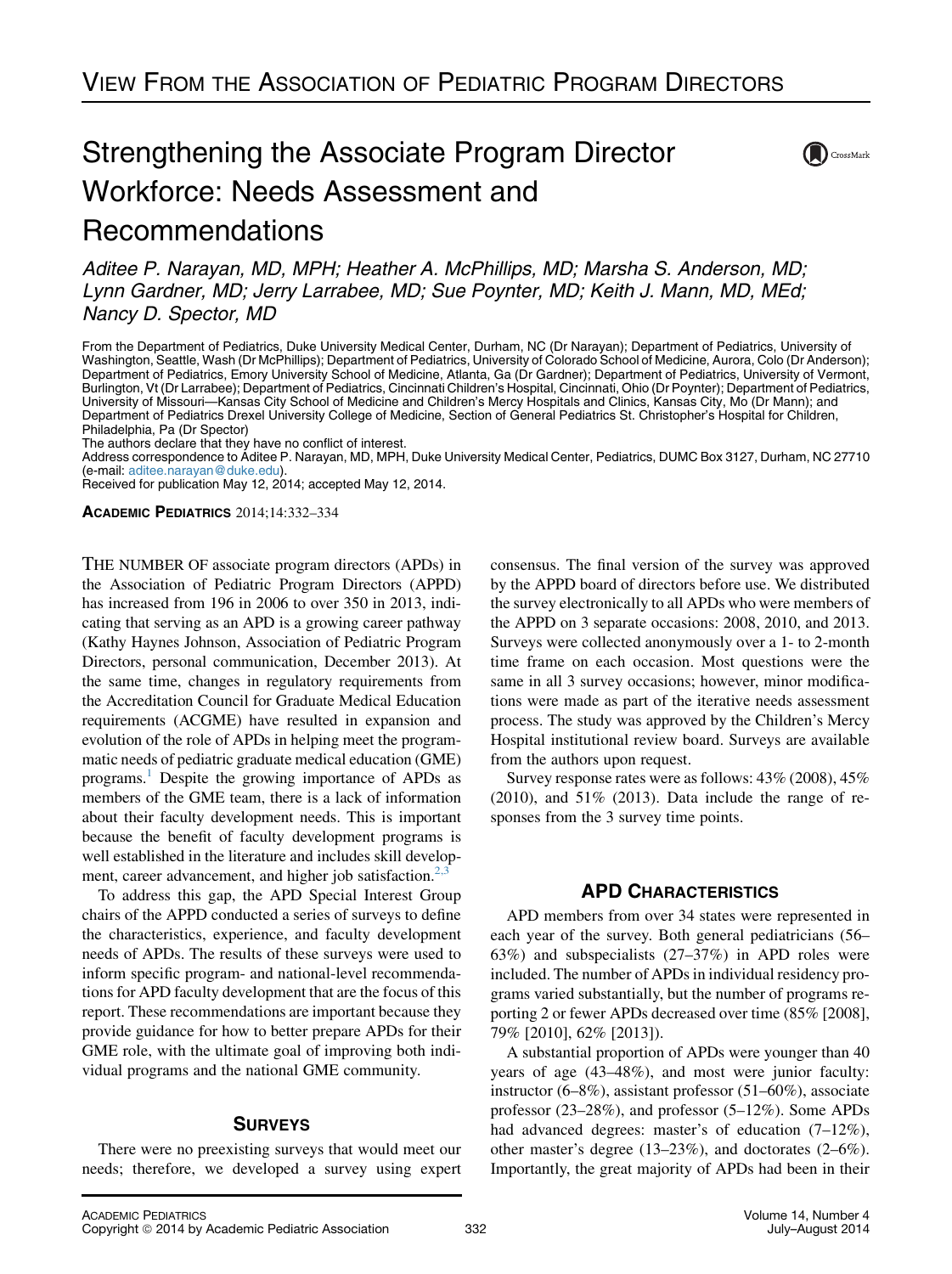# VIEW FROM THE ASSOCIATION OF PEDIATRIC PROGRAM DIRECTORS

# Strengthening the Associate Program Director Workforce: Needs Assessment and Recommendations

*Aditee P. Narayan, MD, MPH; Heather A. McPhillips, MD; Marsha S. Anderson, MD; Lynn Gardner, MD; Jerry Larrabee, MD; Sue Poynter, MD; Keith J. Mann, MD, MEd; Nancy D. Spector, MD*

From the Department of Pediatrics, Duke University Medical Center, Durham, NC (Dr Narayan); Department of Pediatrics, University of Washington, Seattle, Wash (Dr McPhillips); Department of Pediatrics, University of Colorado School of Medicine, Aurora, Colo (Dr Anderson); Department of Pediatrics, Emory University School of Medicine, Atlanta, Ga (Dr Gardner); Department of Pediatrics, University of Vermont, Burlington, Vt (Dr Larrabee); Department of Pediatrics, Cincinnati Children's Hospital, Cincinnati, Ohio (Dr Poynter); Department of Pediatrics, University of Missouri—Kansas City School of Medicine and Children's Mercy Hospitals and Clinics, Kansas City, Mo (Dr Mann); and Department of Pediatrics Drexel University College of Medicine, Section of General Pediatrics St. Christopher's Hospital for Children, Philadelphia, Pa (Dr Spector)

The authors declare that they have no conflict of interest.

Address correspondence to Aditee P. Narayan, MD, MPH, Duke University Medical Center, Pediatrics, DUMC Box 3127, Durham, NC 27710 (e-mail: aditee.narayan@duke.edu).

Received for publication May 12, 2014; accepted May 12, 2014.

**ACADEMIC PEDIATRICS** 2014;14:332–334

THE NUMBER OF associate program directors (APDs) in the Association of Pediatric Program Directors (APPD) has increased from 196 in 2006 to over 350 in 2013, indicating that serving as an APD is a growing career pathway (Kathy Haynes Johnson, Association of Pediatric Program Directors, personal communication, December 2013). At the same time, changes in regulatory requirements from the Accreditation Council for Graduate Medical Education requirements (ACGME) have resulted in expansion and evolution of the role of APDs in helping meet the programmatic needs of pediatric graduate medical education (GME) programs.[1] Despite the growing importance of APDs as members of the GME team, there is a lack of information about their faculty development needs. This is important because the benefit of faculty development programs is well established in the literature and includes skill development, career advancement, and higher job satisfaction.[2,3]

To address this gap, the APD Special Interest Group chairs of the APPD conducted a series of surveys to define the characteristics, experience, and faculty development needs of APDs. The results of these surveys were used to inform specific program- and national-level recommendations for APD faculty development that are the focus of this report. These recommendations are important because they provide guidance for how to better prepare APDs for their GME role, with the ultimate goal of improving both individual programs and the national GME community.

## SURVEYS

There were no preexisting surveys that would meet our needs; therefore, we developed a survey using expert consensus. The final version of the survey was approved by the APPD board of directors before use. We distributed the survey electronically to all APDs who were members of the APPD on 3 separate occasions: 2008, 2010, and 2013. Surveys were collected anonymously over a 1- to 2-month time frame on each occasion. Most questions were the same in all 3 survey occasions; however, minor modifications were made as part of the iterative needs assessment process. The study was approved by the Children's Mercy Hospital institutional review board. Surveys are available from the authors upon request.

Survey response rates were as follows: 43% (2008), 45% (2010), and 51% (2013). Data include the range of responses from the 3 survey time points.

## APD CHARACTERISTICS

APD members from over 34 states were represented in each year of the survey. Both general pediatricians (56–63%) and subspecialists (27–37%) in APD roles were included. The number of APDs in individual residency programs varied substantially, but the number of programs reporting 2 or fewer APDs decreased over time (85% [2008], 79% [2010], 62% [2013]).

A substantial proportion of APDs were younger than 40 years of age (43–48%), and most were junior faculty: instructor (6–8%), assistant professor (51–60%), associate professor (23–28%), and professor (5–12%). Some APDs had advanced degrees: master's of education (7–12%), other master's degree (13–23%), and doctorates (2–6%). Importantly, the great majority of APDs had been in their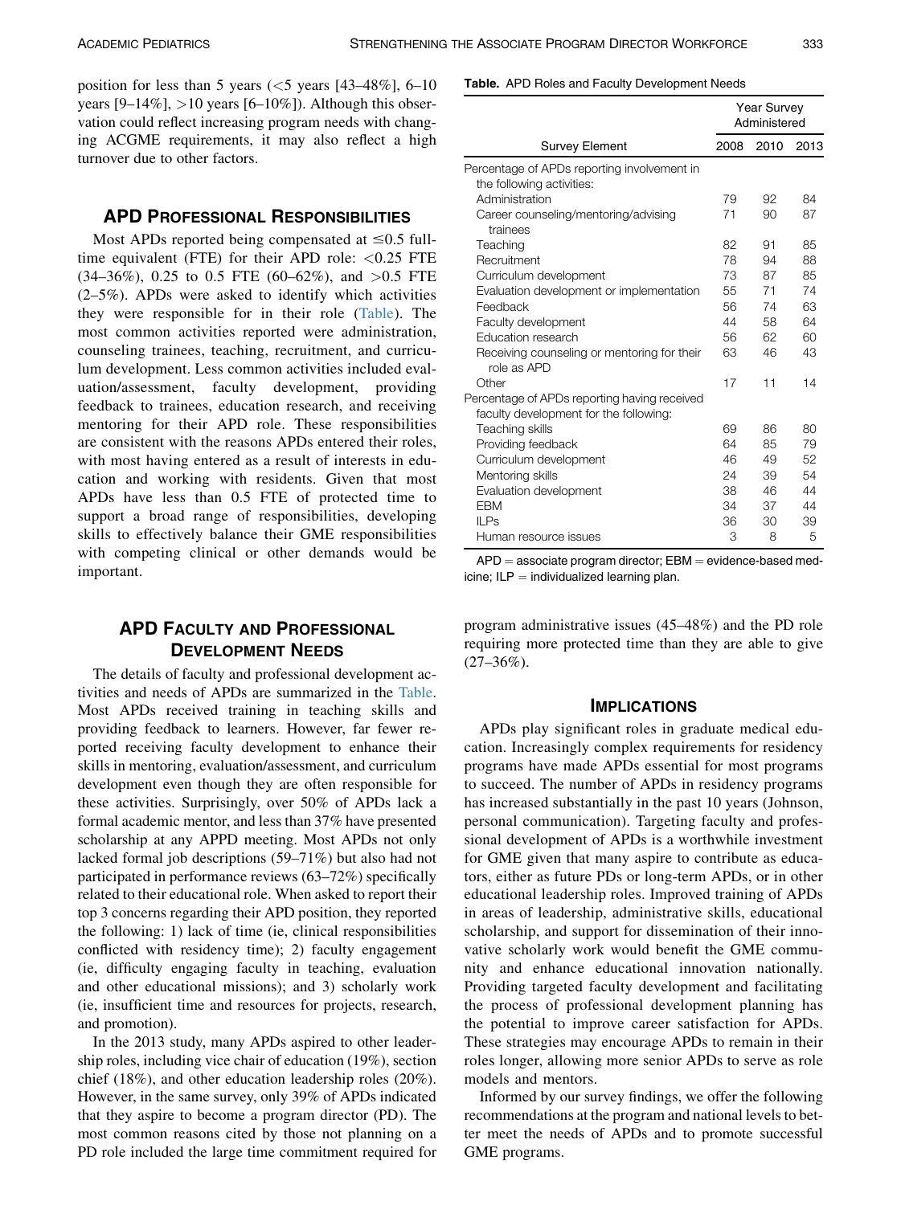position for less than 5 years (<5 years [43–48%], 6–10 years [9–14%], >10 years [6–10%]). Although this observation could reflect increasing program needs with changing ACGME requirements, it may also reflect a high turnover due to other factors.

## APD Professional Responsibilities

Most APDs reported being compensated at ≤0.5 full-time equivalent (FTE) for their APD role: <0.25 FTE (34–36%), 0.25 to 0.5 FTE (60–62%), and >0.5 FTE (2–5%). APDs were asked to identify which activities they were responsible for in their role (Table). The most common activities reported were administration, counseling trainees, teaching, recruitment, and curriculum development. Less common activities included evaluation/assessment, faculty development, providing feedback to trainees, education research, and receiving mentoring for their APD role. These responsibilities are consistent with the reasons APDs entered their roles, with most having entered as a result of interests in education and working with residents. Given that most APDs have less than 0.5 FTE of protected time to support a broad range of responsibilities, developing skills to effectively balance their GME responsibilities with competing clinical or other demands would be important.

## APD Faculty and Professional Development Needs

The details of faculty and professional development activities and needs of APDs are summarized in the Table. Most APDs received training in teaching skills and providing feedback to learners. However, far fewer reported receiving faculty development to enhance their skills in mentoring, evaluation/assessment, and curriculum development even though they are often responsible for these activities. Surprisingly, over 50% of APDs lack a formal academic mentor, and less than 37% have presented scholarship at any APPD meeting. Most APDs not only lacked formal job descriptions (59–71%) but also had not participated in performance reviews (63–72%) specifically related to their educational role. When asked to report their top 3 concerns regarding their APD position, they reported the following: 1) lack of time (ie, clinical responsibilities conflicted with residency time); 2) faculty engagement (ie, difficulty engaging faculty in teaching, evaluation and other educational missions); and 3) scholarly work (ie, insufficient time and resources for projects, research, and promotion).

In the 2013 study, many APDs aspired to other leadership roles, including vice chair of education (19%), section chief (18%), and other education leadership roles (20%). However, in the same survey, only 39% of APDs indicated that they aspire to become a program director (PD). The most common reasons cited by those not planning on a PD role included the large time commitment required for program administrative issues (45–48%) and the PD role requiring more protected time than they are able to give (27–36%).

**Table.** APD Roles and Faculty Development Needs

| Survey Element | Year Survey Administered | | |
|---|---|---|---|
| | 2008 | 2010 | 2013 |
| Percentage of APDs reporting involvement in the following activities: | | | |
| Administration | 79 | 92 | 84 |
| Career counseling/mentoring/advising trainees | 71 | 90 | 87 |
| Teaching | 82 | 91 | 85 |
| Recruitment | 78 | 94 | 88 |
| Curriculum development | 73 | 87 | 85 |
| Evaluation development or implementation | 55 | 71 | 74 |
| Feedback | 56 | 74 | 63 |
| Faculty development | 44 | 58 | 64 |
| Education research | 56 | 62 | 60 |
| Receiving counseling or mentoring for their role as APD | 63 | 46 | 43 |
| Other | 17 | 11 | 14 |
| Percentage of APDs reporting having received faculty development for the following: | | | |
| Teaching skills | 69 | 86 | 80 |
| Providing feedback | 64 | 85 | 79 |
| Curriculum development | 46 | 49 | 52 |
| Mentoring skills | 24 | 39 | 54 |
| Evaluation development | 38 | 46 | 44 |
| EBM | 34 | 37 | 44 |
| ILPs | 36 | 30 | 39 |
| Human resource issues | 3 | 8 | 5 |

APD = associate program director; EBM = evidence-based medicine; ILP = individualized learning plan.

## Implications

APDs play significant roles in graduate medical education. Increasingly complex requirements for residency programs have made APDs essential for most programs to succeed. The number of APDs in residency programs has increased substantially in the past 10 years (Johnson, personal communication). Targeting faculty and professional development of APDs is a worthwhile investment for GME given that many aspire to contribute as educators, either as future PDs or long-term APDs, or in other educational leadership roles. Improved training of APDs in areas of leadership, administrative skills, educational scholarship, and support for dissemination of their innovative scholarly work would benefit the GME community and enhance educational innovation nationally. Providing targeted faculty development and facilitating the process of professional development planning has the potential to improve career satisfaction for APDs. These strategies may encourage APDs to remain in their roles longer, allowing more senior APDs to serve as role models and mentors.

Informed by our survey findings, we offer the following recommendations at the program and national levels to better meet the needs of APDs and to promote successful GME programs.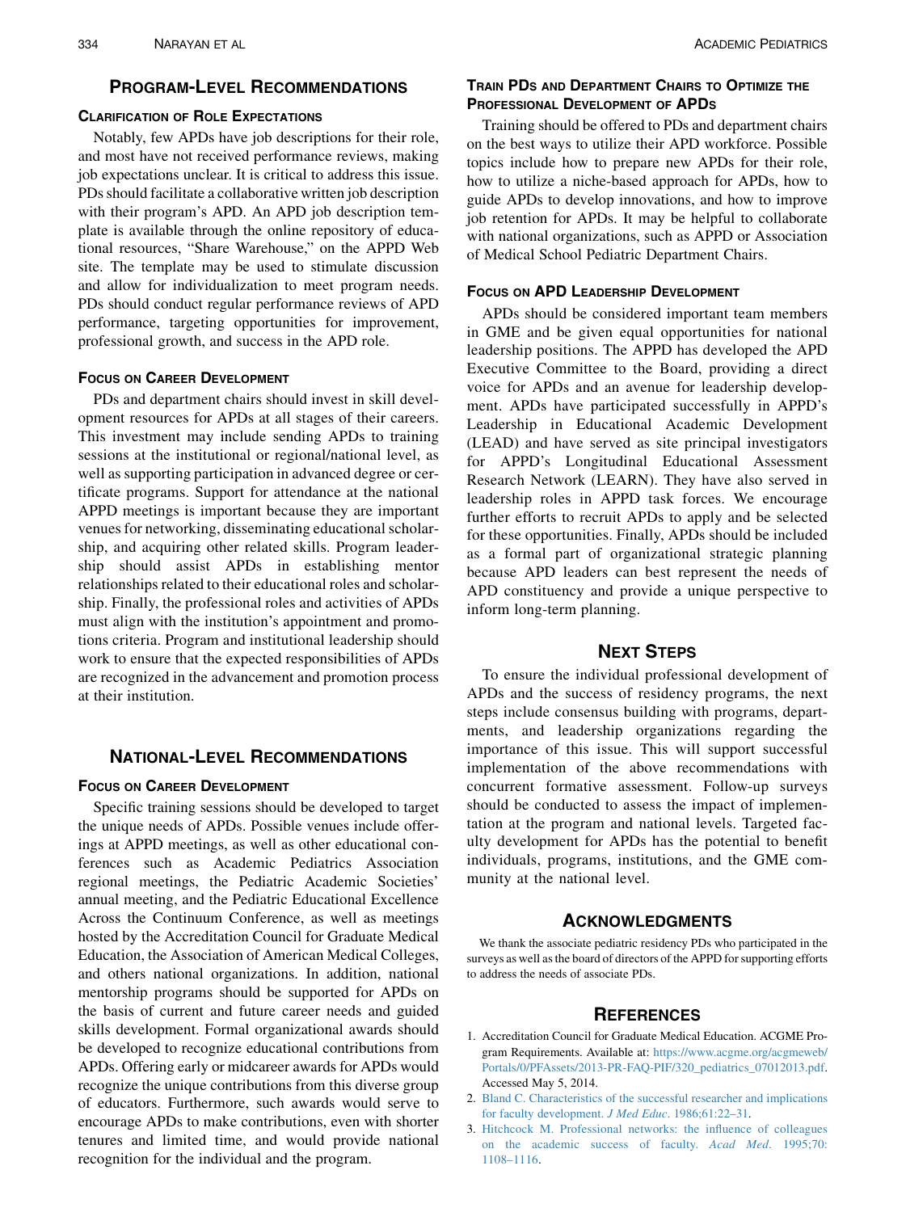## Program-Level Recommendations

### Clarification of Role Expectations

Notably, few APDs have job descriptions for their role, and most have not received performance reviews, making job expectations unclear. It is critical to address this issue. PDs should facilitate a collaborative written job description with their program's APD. An APD job description template is available through the online repository of educational resources, "Share Warehouse," on the APPD Web site. The template may be used to stimulate discussion and allow for individualization to meet program needs. PDs should conduct regular performance reviews of APD performance, targeting opportunities for improvement, professional growth, and success in the APD role.

### Focus on Career Development

PDs and department chairs should invest in skill development resources for APDs at all stages of their careers. This investment may include sending APDs to training sessions at the institutional or regional/national level, as well as supporting participation in advanced degree or certificate programs. Support for attendance at the national APPD meetings is important because they are important venues for networking, disseminating educational scholarship, and acquiring other related skills. Program leadership should assist APDs in establishing mentor relationships related to their educational roles and scholarship. Finally, the professional roles and activities of APDs must align with the institution's appointment and promotions criteria. Program and institutional leadership should work to ensure that the expected responsibilities of APDs are recognized in the advancement and promotion process at their institution.

## National-Level Recommendations

### Focus on Career Development

Specific training sessions should be developed to target the unique needs of APDs. Possible venues include offerings at APPD meetings, as well as other educational conferences such as Academic Pediatrics Association regional meetings, the Pediatric Academic Societies' annual meeting, and the Pediatric Educational Excellence Across the Continuum Conference, as well as meetings hosted by the Accreditation Council for Graduate Medical Education, the Association of American Medical Colleges, and others national organizations. In addition, national mentorship programs should be supported for APDs on the basis of current and future career needs and guided skills development. Formal organizational awards should be developed to recognize educational contributions from APDs. Offering early or midcareer awards for APDs would recognize the unique contributions from this diverse group of educators. Furthermore, such awards would serve to encourage APDs to make contributions, even with shorter tenures and limited time, and would provide national recognition for the individual and the program.

### Train PDs and Department Chairs to Optimize the Professional Development of APDs

Training should be offered to PDs and department chairs on the best ways to utilize their APD workforce. Possible topics include how to prepare new APDs for their role, how to utilize a niche-based approach for APDs, how to guide APDs to develop innovations, and how to improve job retention for APDs. It may be helpful to collaborate with national organizations, such as APPD or Association of Medical School Pediatric Department Chairs.

### Focus on APD Leadership Development

APDs should be considered important team members in GME and be given equal opportunities for national leadership positions. The APPD has developed the APD Executive Committee to the Board, providing a direct voice for APDs and an avenue for leadership development. APDs have participated successfully in APPD's Leadership in Educational Academic Development (LEAD) and have served as site principal investigators for APPD's Longitudinal Educational Assessment Research Network (LEARN). They have also served in leadership roles in APPD task forces. We encourage further efforts to recruit APDs to apply and be selected for these opportunities. Finally, APDs should be included as a formal part of organizational strategic planning because APD leaders can best represent the needs of APD constituency and provide a unique perspective to inform long-term planning.

## Next Steps

To ensure the individual professional development of APDs and the success of residency programs, the next steps include consensus building with programs, departments, and leadership organizations regarding the importance of this issue. This will support successful implementation of the above recommendations with concurrent formative assessment. Follow-up surveys should be conducted to assess the impact of implementation at the program and national levels. Targeted faculty development for APDs has the potential to benefit individuals, programs, institutions, and the GME community at the national level.

## Acknowledgments

We thank the associate pediatric residency PDs who participated in the surveys as well as the board of directors of the APPD for supporting efforts to address the needs of associate PDs.

## References

1. Accreditation Council for Graduate Medical Education. ACGME Program Requirements. Available at: https://www.acgme.org/acgmeweb/Portals/0/PFAssets/2013-PR-FAQ-PIF/320_pediatrics_07012013.pdf. Accessed May 5, 2014.
2. Bland C. Characteristics of the successful researcher and implications for faculty development. *J Med Educ*. 1986;61:22–31.
3. Hitchcock M. Professional networks: the influence of colleagues on the academic success of faculty. *Acad Med*. 1995;70:1108–1116.